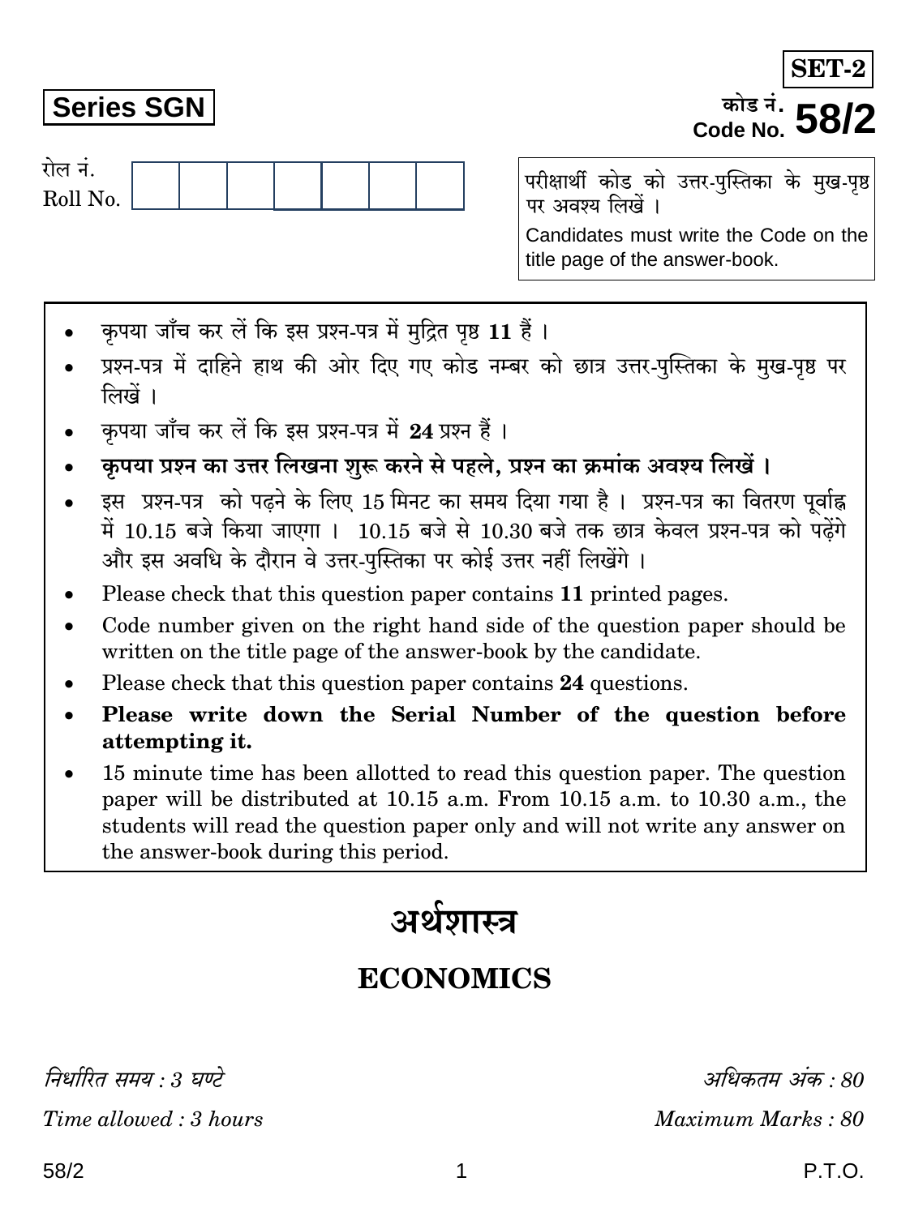**SET-2**

**Series SGN**

कोड नं.
Code No. **58/2**

रोल नं.
Roll No.

परीक्षार्थी कोड को उत्तर-पुस्तिका के मुख-पृष्ठ पर अवश्य लिखें ।

Candidates must write the Code on the title page of the answer-book.

- कृपया जाँच कर लें कि इस प्रश्न-पत्र में मुद्रित पृष्ठ **11** हैं ।
- प्रश्न-पत्र में दाहिने हाथ की ओर दिए गए कोड नम्बर को छात्र उत्तर-पुस्तिका के मुख-पृष्ठ पर लिखें ।
- कृपया जाँच कर लें कि इस प्रश्न-पत्र में **24** प्रश्न हैं ।
- **कृपया प्रश्न का उत्तर लिखना शुरू करने से पहले, प्रश्न का क्रमांक अवश्य लिखें ।**
- इस प्रश्न-पत्र को पढ़ने के लिए 15 मिनट का समय दिया गया है । प्रश्न-पत्र का वितरण पूर्वाह्न में 10.15 बजे किया जाएगा । 10.15 बजे से 10.30 बजे तक छात्र केवल प्रश्न-पत्र को पढ़ेंगे और इस अवधि के दौरान वे उत्तर-पुस्तिका पर कोई उत्तर नहीं लिखेंगे ।
- Please check that this question paper contains **11** printed pages.
- Code number given on the right hand side of the question paper should be written on the title page of the answer-book by the candidate.
- Please check that this question paper contains **24** questions.
- **Please write down the Serial Number of the question before attempting it.**
- 15 minute time has been allotted to read this question paper. The question paper will be distributed at 10.15 a.m. From 10.15 a.m. to 10.30 a.m., the students will read the question paper only and will not write any answer on the answer-book during this period.

# अर्थशास्त्र

# ECONOMICS

*निर्धारित समय : 3 घण्टे* | *अधिकतम अंक : 80*

*Time allowed : 3 hours* | *Maximum Marks : 80*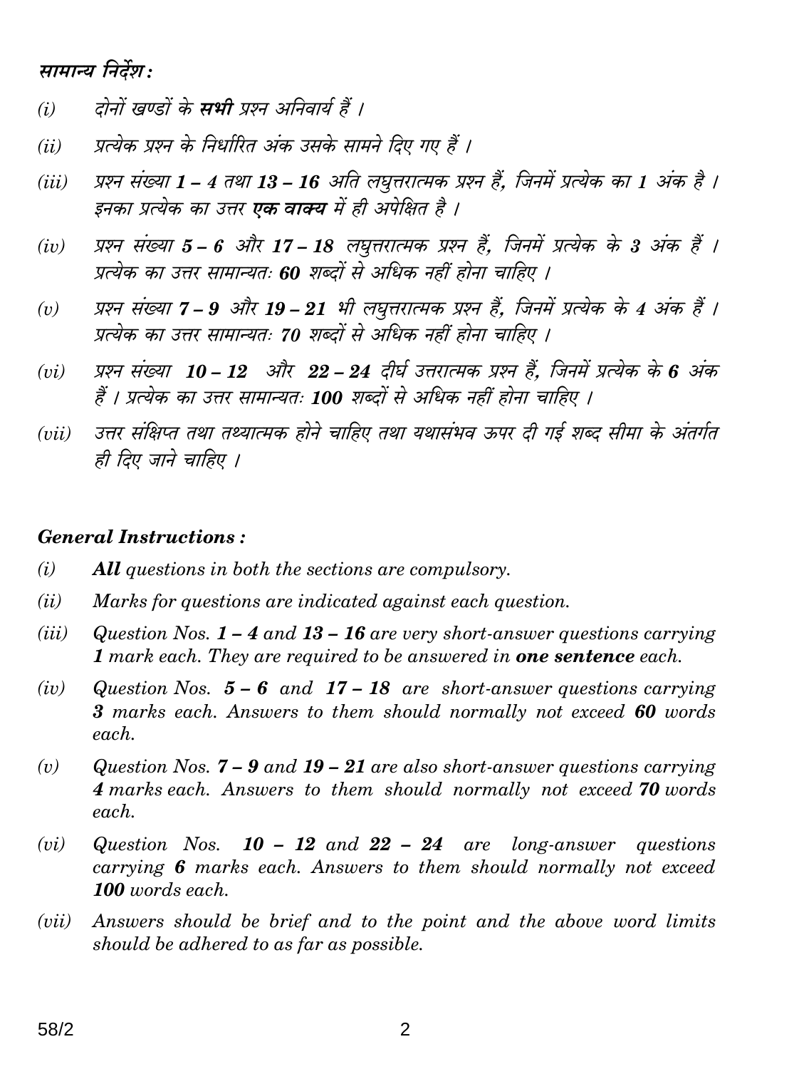## सामान्य निर्देश :

*(i)* दोनों खण्डों के **सभी** प्रश्न अनिवार्य हैं ।

*(ii)* प्रत्येक प्रश्न के निर्धारित अंक उसके सामने दिए गए हैं ।

*(iii)* प्रश्न संख्या **1 – 4** तथा **13 – 16** अति लघुत्तरात्मक प्रश्न हैं, जिनमें प्रत्येक का **1** अंक है । इनका प्रत्येक का उत्तर **एक वाक्य** में ही अपेक्षित है ।

*(iv)* प्रश्न संख्या **5 – 6** और **17 – 18** लघुत्तरात्मक प्रश्न हैं, जिनमें प्रत्येक के **3** अंक हैं । प्रत्येक का उत्तर सामान्यतः **60** शब्दों से अधिक नहीं होना चाहिए ।

*(v)* प्रश्न संख्या **7 – 9** और **19 – 21** भी लघुत्तरात्मक प्रश्न हैं, जिनमें प्रत्येक के **4** अंक हैं । प्रत्येक का उत्तर सामान्यतः **70** शब्दों से अधिक नहीं होना चाहिए ।

*(vi)* प्रश्न संख्या **10 – 12** और **22 – 24** दीर्घ उत्तरात्मक प्रश्न हैं, जिनमें प्रत्येक के **6** अंक हैं । प्रत्येक का उत्तर सामान्यतः **100** शब्दों से अधिक नहीं होना चाहिए ।

*(vii)* उत्तर संक्षिप्त तथा तथ्यात्मक होने चाहिए तथा यथासंभव ऊपर दी गई शब्द सीमा के अंतर्गत ही दिए जाने चाहिए ।

## General Instructions :

*(i)* **All** questions in both the sections are compulsory.

*(ii)* Marks for questions are indicated against each question.

*(iii)* Question Nos. **1 – 4** and **13 – 16** are very short-answer questions carrying **1** mark each. They are required to be answered in **one sentence** each.

*(iv)* Question Nos. **5 – 6** and **17 – 18** are short-answer questions carrying **3** marks each. Answers to them should normally not exceed **60** words each.

*(v)* Question Nos. **7 – 9** and **19 – 21** are also short-answer questions carrying **4** marks each. Answers to them should normally not exceed **70** words each.

*(vi)* Question Nos. **10 – 12** and **22 – 24** are long-answer questions carrying **6** marks each. Answers to them should normally not exceed **100** words each.

*(vii)* Answers should be brief and to the point and the above word limits should be adhered to as far as possible.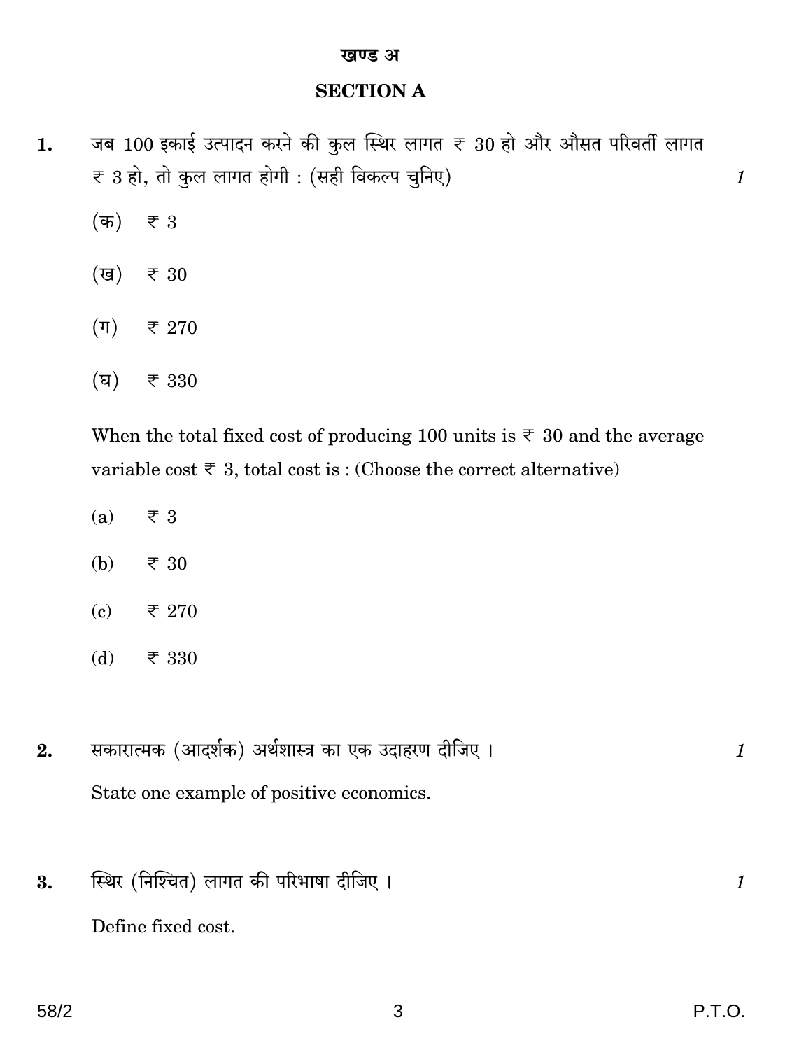## खण्ड अ

## SECTION A

**1.** जब 100 इकाई उत्पादन करने की कुल स्थिर लागत ₹ 30 हो और औसत परिवर्ती लागत ₹ 3 हो, तो कुल लागत होगी : (सही विकल्प चुनिए) *1*

(क) ₹ 3

(ख) ₹ 30

(ग) ₹ 270

(घ) ₹ 330

When the total fixed cost of producing 100 units is ₹ 30 and the average variable cost ₹ 3, total cost is : (Choose the correct alternative)

(a) ₹ 3

(b) ₹ 30

(c) ₹ 270

(d) ₹ 330

**2.** सकारात्मक (आदर्शक) अर्थशास्त्र का एक उदाहरण दीजिए । *1*

State one example of positive economics.

**3.** स्थिर (निश्चित) लागत की परिभाषा दीजिए । *1*

Define fixed cost.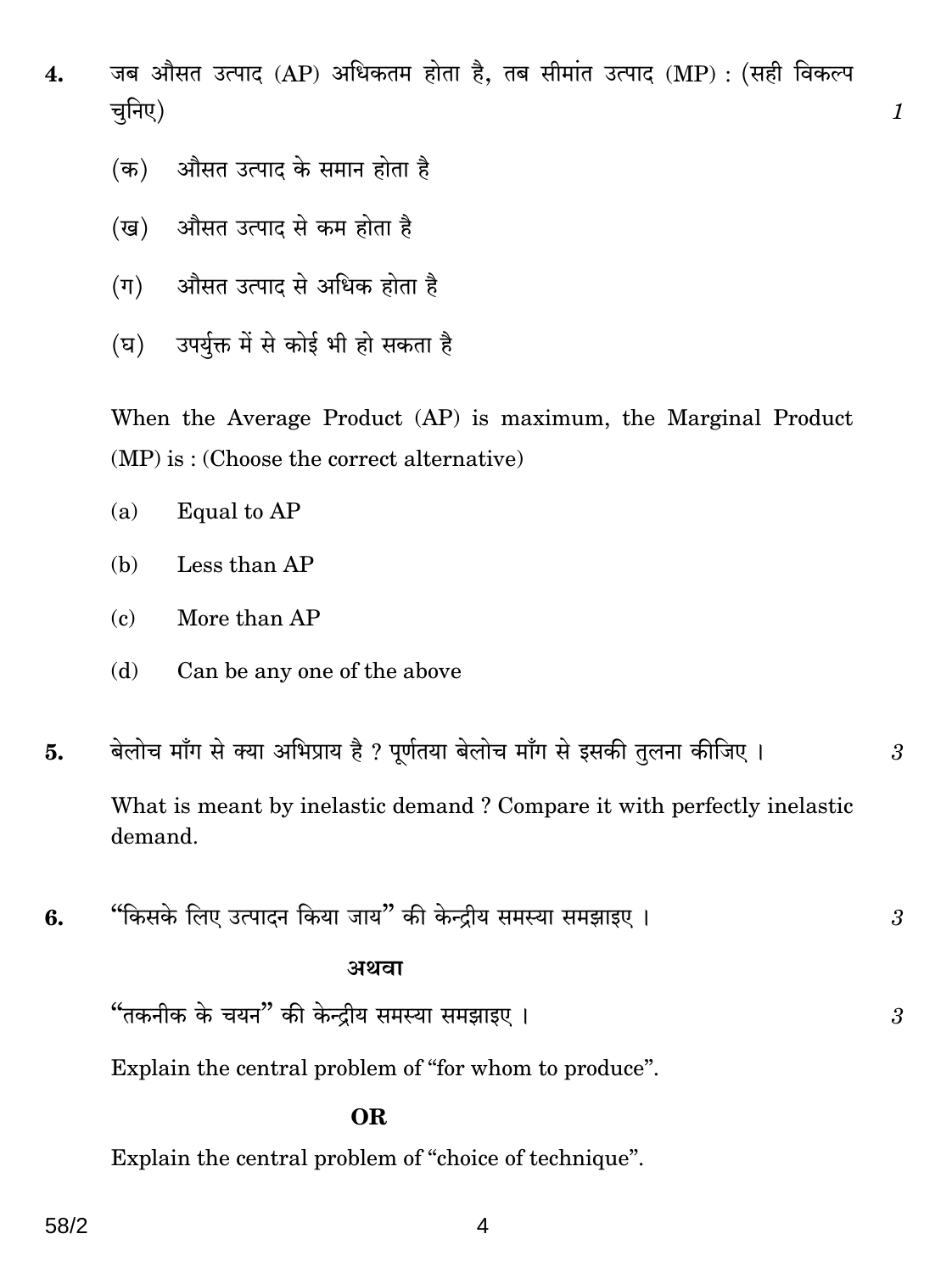4. जब औसत उत्पाद (AP) अधिकतम होता है, तब सीमांत उत्पाद (MP) : (सही विकल्प चुनिए) *1*

   (क) औसत उत्पाद के समान होता है

   (ख) औसत उत्पाद से कम होता है

   (ग) औसत उत्पाद से अधिक होता है

   (घ) उपर्युक्त में से कोई भी हो सकता है

   When the Average Product (AP) is maximum, the Marginal Product (MP) is : (Choose the correct alternative)

   (a) Equal to AP

   (b) Less than AP

   (c) More than AP

   (d) Can be any one of the above

5. बेलोच माँग से क्या अभिप्राय है ? पूर्णतया बेलोच माँग से इसकी तुलना कीजिए । *3*

   What is meant by inelastic demand ? Compare it with perfectly inelastic demand.

6. "किसके लिए उत्पादन किया जाय" की केन्द्रीय समस्या समझाइए । *3*

   **अथवा**

   "तकनीक के चयन" की केन्द्रीय समस्या समझाइए । *3*

   Explain the central problem of "for whom to produce".

   **OR**

   Explain the central problem of "choice of technique".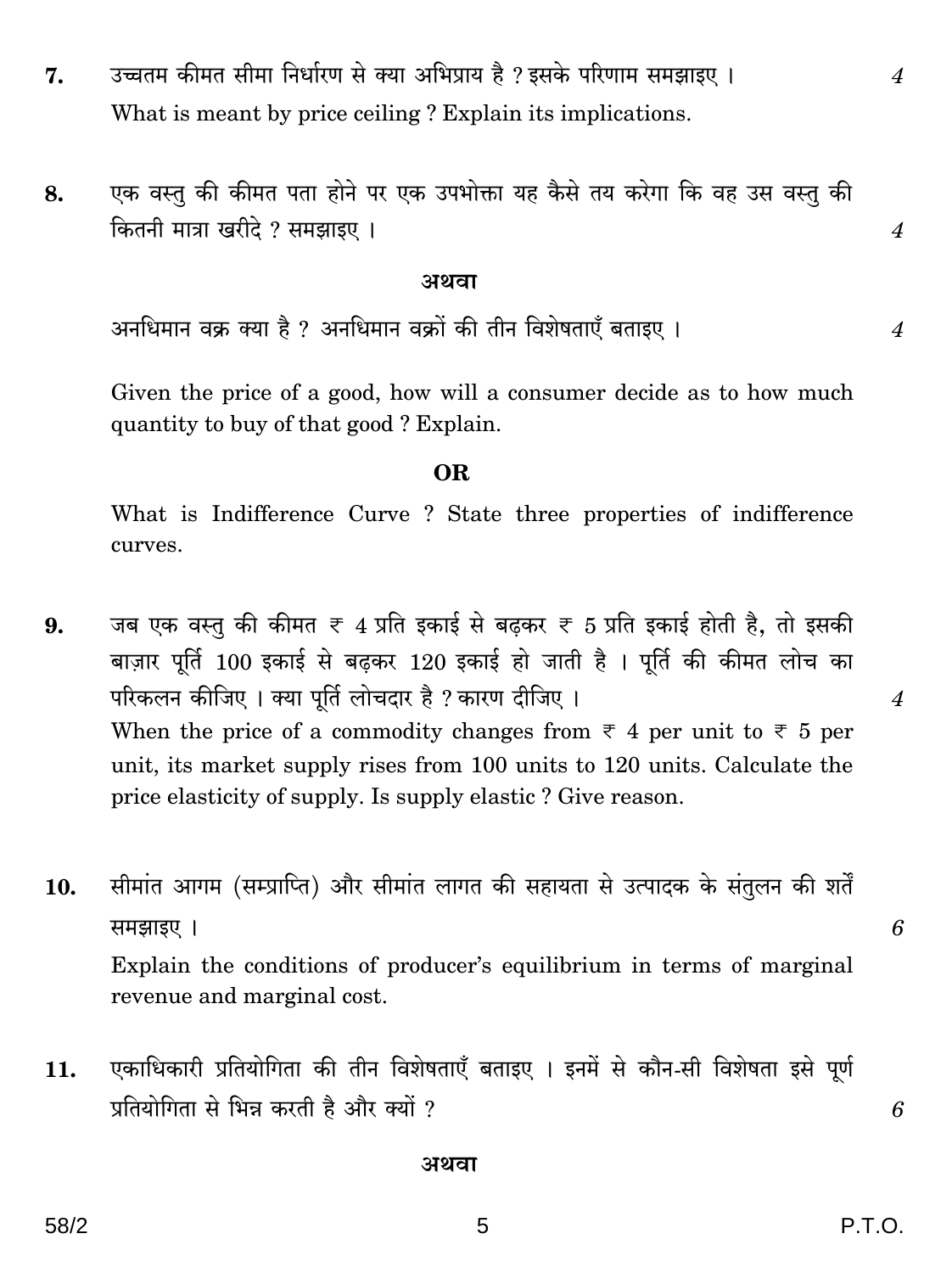**7.** उच्चतम कीमत सीमा निर्धारण से क्या अभिप्राय है ? इसके परिणाम समझाइए । **4**

What is meant by price ceiling ? Explain its implications.

**8.** एक वस्तु की कीमत पता होने पर एक उपभोक्ता यह कैसे तय करेगा कि वह उस वस्तु की कितनी मात्रा खरीदे ? समझाइए । **4**

**अथवा**

अनधिमान वक्र क्या है ? अनधिमान वक्रों की तीन विशेषताएँ बताइए । **4**

Given the price of a good, how will a consumer decide as to how much quantity to buy of that good ? Explain.

**OR**

What is Indifference Curve ? State three properties of indifference curves.

**9.** जब एक वस्तु की कीमत ₹ 4 प्रति इकाई से बढ़कर ₹ 5 प्रति इकाई होती है, तो इसकी बाज़ार पूर्ति 100 इकाई से बढ़कर 120 इकाई हो जाती है । पूर्ति की कीमत लोच का परिकलन कीजिए । क्या पूर्ति लोचदार है ? कारण दीजिए । **4**

When the price of a commodity changes from ₹ 4 per unit to ₹ 5 per unit, its market supply rises from 100 units to 120 units. Calculate the price elasticity of supply. Is supply elastic ? Give reason.

**10.** सीमांत आगम (सम्प्राप्ति) और सीमांत लागत की सहायता से उत्पादक के संतुलन की शर्तें समझाइए । **6**

Explain the conditions of producer's equilibrium in terms of marginal revenue and marginal cost.

**11.** एकाधिकारी प्रतियोगिता की तीन विशेषताएँ बताइए । इनमें से कौन-सी विशेषता इसे पूर्ण प्रतियोगिता से भिन्न करती है और क्यों ? **6**

**अथवा**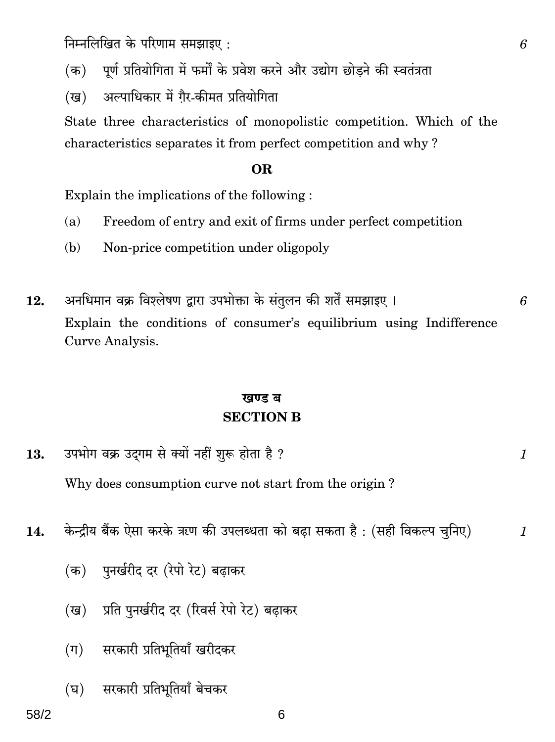निम्नलिखित के परिणाम समझाइए : 6

(क) पूर्ण प्रतियोगिता में फर्मों के प्रवेश करने और उद्योग छोड़ने की स्वतंत्रता

(ख) अल्पाधिकार में ग़ैर-कीमत प्रतियोगिता

State three characteristics of monopolistic competition. Which of the characteristics separates it from perfect competition and why ?

**OR**

Explain the implications of the following :

(a) Freedom of entry and exit of firms under perfect competition

(b) Non-price competition under oligopoly

**12.** अनधिमान वक्र विश्लेषण द्वारा उपभोक्ता के संतुलन की शर्तें समझाइए । 6

Explain the conditions of consumer's equilibrium using Indifference Curve Analysis.

## खण्ड ब
## SECTION B

**13.** उपभोग वक्र उद्गम से क्यों नहीं शुरू होता है ? 1

Why does consumption curve not start from the origin ?

**14.** केन्द्रीय बैंक ऐसा करके ऋण की उपलब्धता को बढ़ा सकता है : (सही विकल्प चुनिए) 1

(क) पुनर्खरीद दर (रेपो रेट) बढ़ाकर

(ख) प्रति पुनर्खरीद दर (रिवर्स रेपो रेट) बढ़ाकर

(ग) सरकारी प्रतिभूतियाँ खरीदकर

(घ) सरकारी प्रतिभूतियाँ बेचकर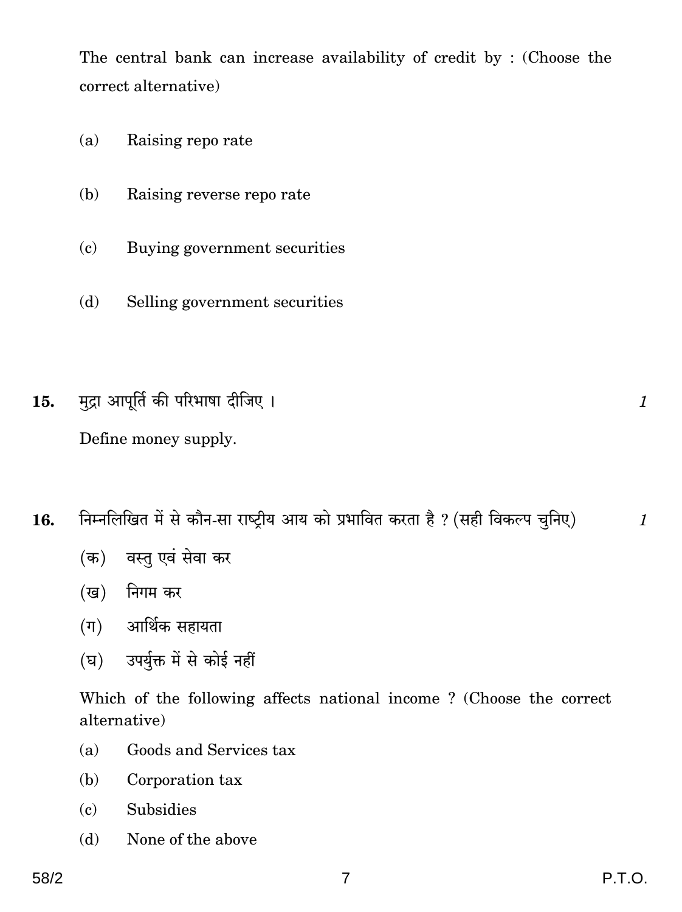The central bank can increase availability of credit by : (Choose the correct alternative)

(a) Raising repo rate

(b) Raising reverse repo rate

(c) Buying government securities

(d) Selling government securities

**15.** मुद्रा आपूर्ति की परिभाषा दीजिए । *1*

Define money supply.

**16.** निम्नलिखित में से कौन-सा राष्ट्रीय आय को प्रभावित करता है ? (सही विकल्प चुनिए) *1*

(क) वस्तु एवं सेवा कर

(ख) निगम कर

(ग) आर्थिक सहायता

(घ) उपर्युक्त में से कोई नहीं

Which of the following affects national income ? (Choose the correct alternative)

(a) Goods and Services tax

(b) Corporation tax

(c) Subsidies

(d) None of the above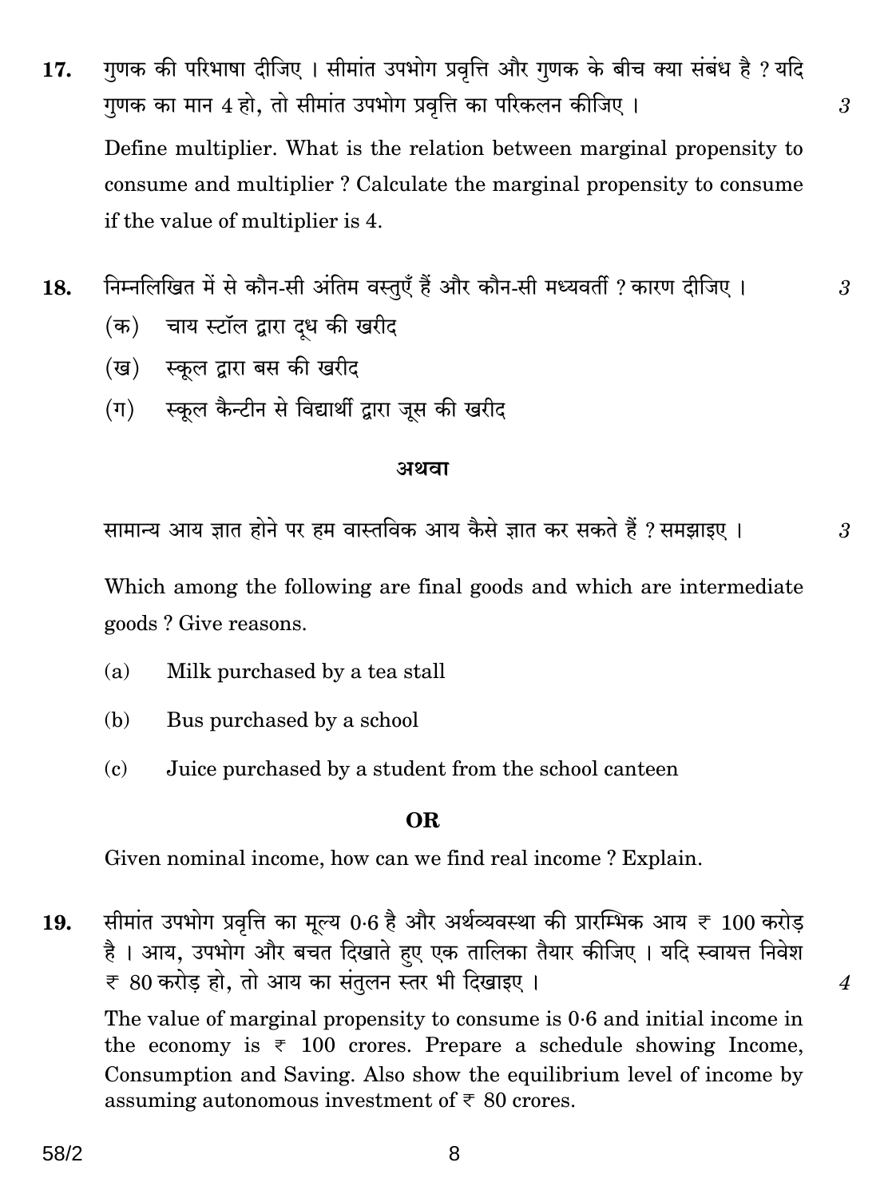**17.** गुणक की परिभाषा दीजिए । सीमांत उपभोग प्रवृत्ति और गुणक के बीच क्या संबंध है ? यदि गुणक का मान 4 हो, तो सीमांत उपभोग प्रवृत्ति का परिकलन कीजिए । *3*

Define multiplier. What is the relation between marginal propensity to consume and multiplier ? Calculate the marginal propensity to consume if the value of multiplier is 4.

**18.** निम्नलिखित में से कौन-सी अंतिम वस्तुएँ हैं और कौन-सी मध्यवर्ती ? कारण दीजिए । *3*

(क) चाय स्टॉल द्वारा दूध की खरीद

(ख) स्कूल द्वारा बस की खरीद

(ग) स्कूल कैन्टीन से विद्यार्थी द्वारा जूस की खरीद

**अथवा**

सामान्य आय ज्ञात होने पर हम वास्तविक आय कैसे ज्ञात कर सकते हैं ? समझाइए । *3*

Which among the following are final goods and which are intermediate goods ? Give reasons.

(a) Milk purchased by a tea stall

(b) Bus purchased by a school

(c) Juice purchased by a student from the school canteen

**OR**

Given nominal income, how can we find real income ? Explain.

**19.** सीमांत उपभोग प्रवृत्ति का मूल्य 0·6 है और अर्थव्यवस्था की प्रारम्भिक आय ₹ 100 करोड़ है । आय, उपभोग और बचत दिखाते हुए एक तालिका तैयार कीजिए । यदि स्वायत्त निवेश ₹ 80 करोड़ हो, तो आय का संतुलन स्तर भी दिखाइए । *4*

The value of marginal propensity to consume is 0·6 and initial income in the economy is ₹ 100 crores. Prepare a schedule showing Income, Consumption and Saving. Also show the equilibrium level of income by assuming autonomous investment of ₹ 80 crores.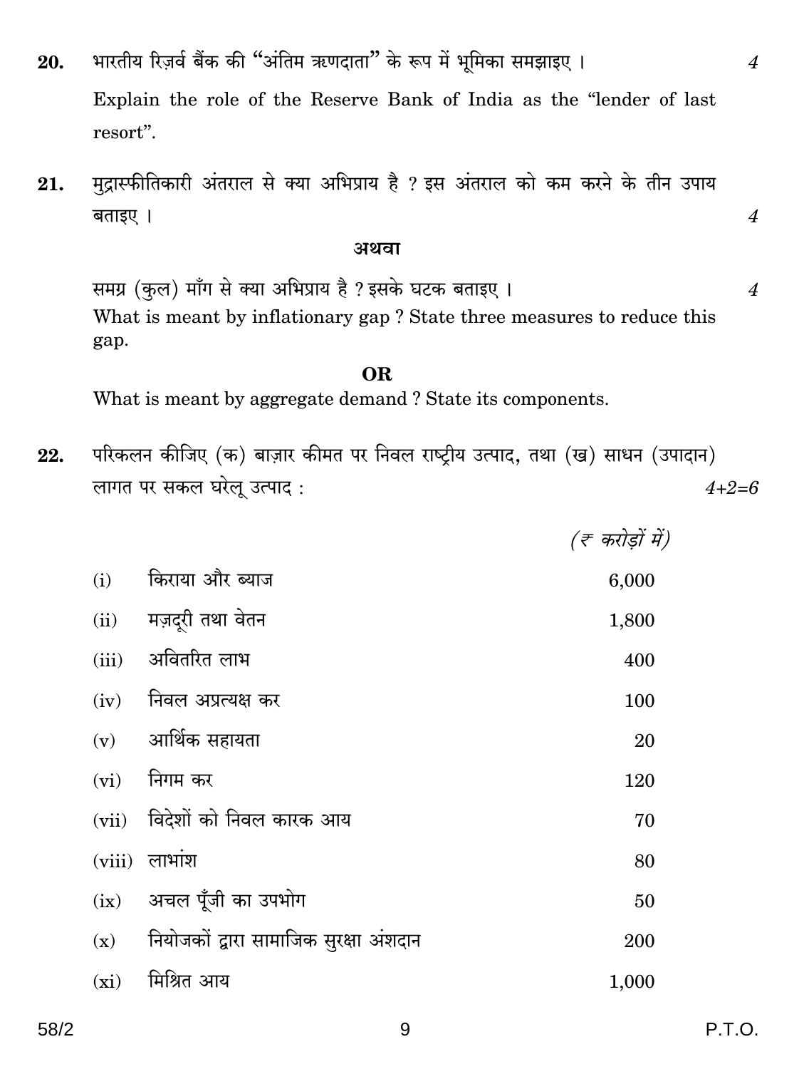**20.** भारतीय रिज़र्व बैंक की "अंतिम ऋणदाता" के रूप में भूमिका समझाइए । 4

Explain the role of the Reserve Bank of India as the "lender of last resort".

**21.** मुद्रास्फीतिकारी अंतराल से क्या अभिप्राय है ? इस अंतराल को कम करने के तीन उपाय बताइए । 4

**अथवा**

समग्र (कुल) माँग से क्या अभिप्राय है ? इसके घटक बताइए । 4

What is meant by inflationary gap ? State three measures to reduce this gap.

**OR**

What is meant by aggregate demand ? State its components.

**22.** परिकलन कीजिए (क) बाज़ार कीमत पर निवल राष्ट्रीय उत्पाद, तथा (ख) साधन (उपादान) लागत पर सकल घरेलू उत्पाद : 4+2=6

| | | *(₹ करोड़ों में)* |
|---|---|---|
| (i) | किराया और ब्याज | 6,000 |
| (ii) | मज़दूरी तथा वेतन | 1,800 |
| (iii) | अवितरित लाभ | 400 |
| (iv) | निवल अप्रत्यक्ष कर | 100 |
| (v) | आर्थिक सहायता | 20 |
| (vi) | निगम कर | 120 |
| (vii) | विदेशों को निवल कारक आय | 70 |
| (viii) | लाभांश | 80 |
| (ix) | अचल पूँजी का उपभोग | 50 |
| (x) | नियोजकों द्वारा सामाजिक सुरक्षा अंशदान | 200 |
| (xi) | मिश्रित आय | 1,000 |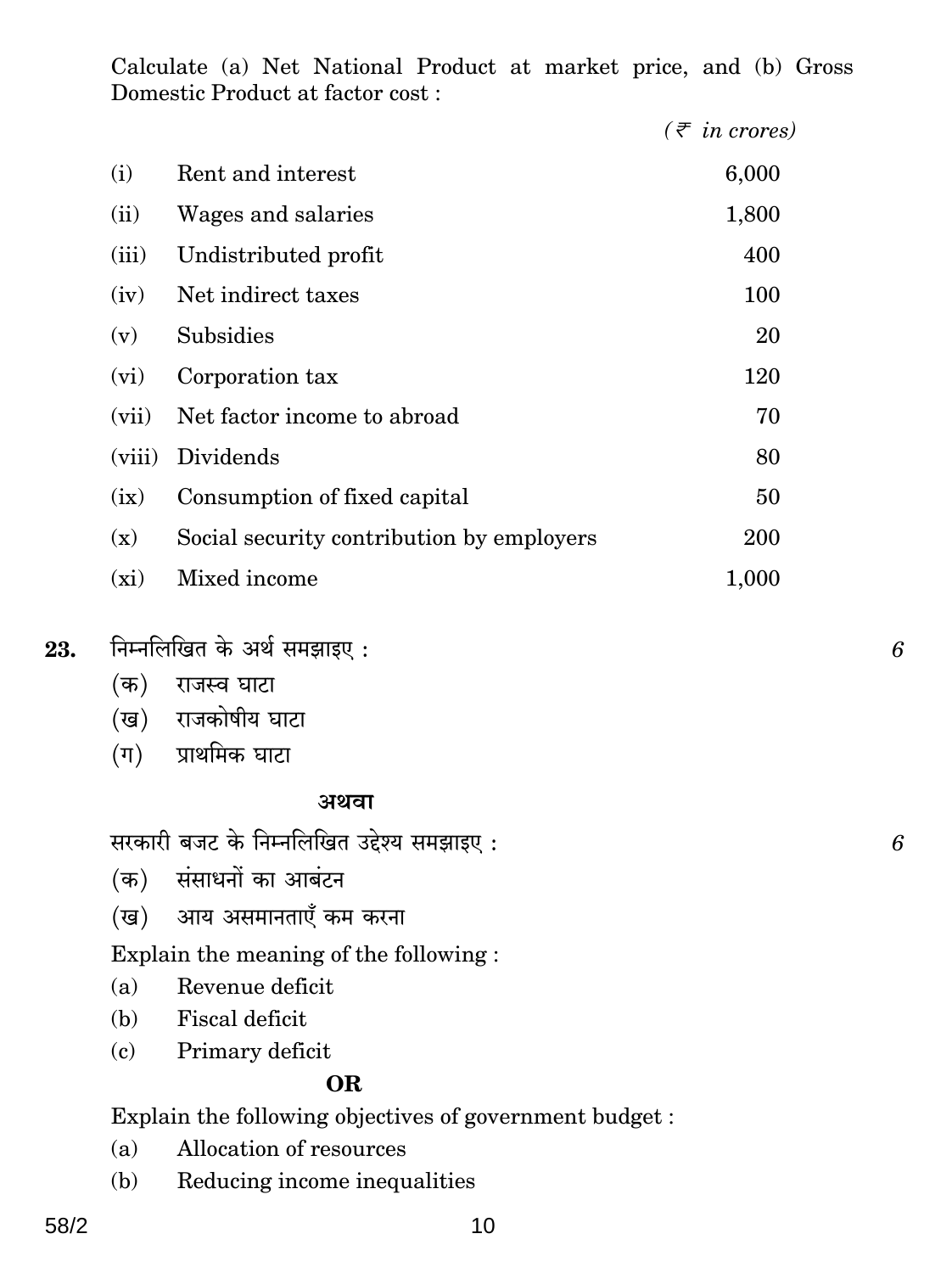Calculate (a) Net National Product at market price, and (b) Gross Domestic Product at factor cost :

| | | (₹ *in crores)* |
|---|---|---|
| (i) | Rent and interest | 6,000 |
| (ii) | Wages and salaries | 1,800 |
| (iii) | Undistributed profit | 400 |
| (iv) | Net indirect taxes | 100 |
| (v) | Subsidies | 20 |
| (vi) | Corporation tax | 120 |
| (vii) | Net factor income to abroad | 70 |
| (viii) | Dividends | 80 |
| (ix) | Consumption of fixed capital | 50 |
| (x) | Social security contribution by employers | 200 |
| (xi) | Mixed income | 1,000 |

**23.** निम्नलिखित के अर्थ समझाइए : *6*

(क) राजस्व घाटा

(ख) राजकोषीय घाटा

(ग) प्राथमिक घाटा

**अथवा**

सरकारी बजट के निम्नलिखित उद्देश्य समझाइए : *6*

(क) संसाधनों का आबंटन

(ख) आय असमानताएँ कम करना

Explain the meaning of the following :

(a) Revenue deficit

(b) Fiscal deficit

(c) Primary deficit

**OR**

Explain the following objectives of government budget :

(a) Allocation of resources

(b) Reducing income inequalities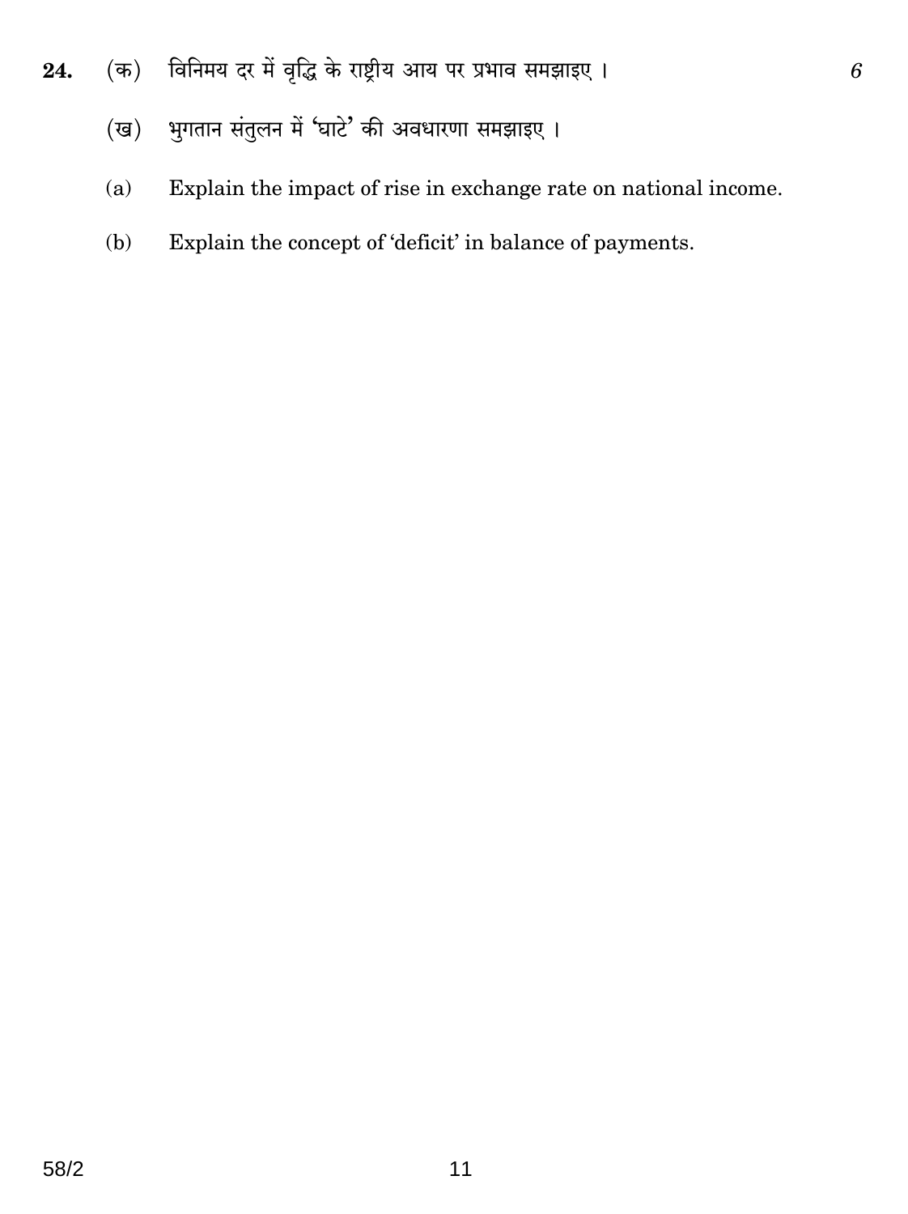24. (क) विनिमय दर में वृद्धि के राष्ट्रीय आय पर प्रभाव समझाइए । *6*

(ख) भुगतान संतुलन में 'घाटे' की अवधारणा समझाइए ।

(a) Explain the impact of rise in exchange rate on national income.

(b) Explain the concept of 'deficit' in balance of payments.